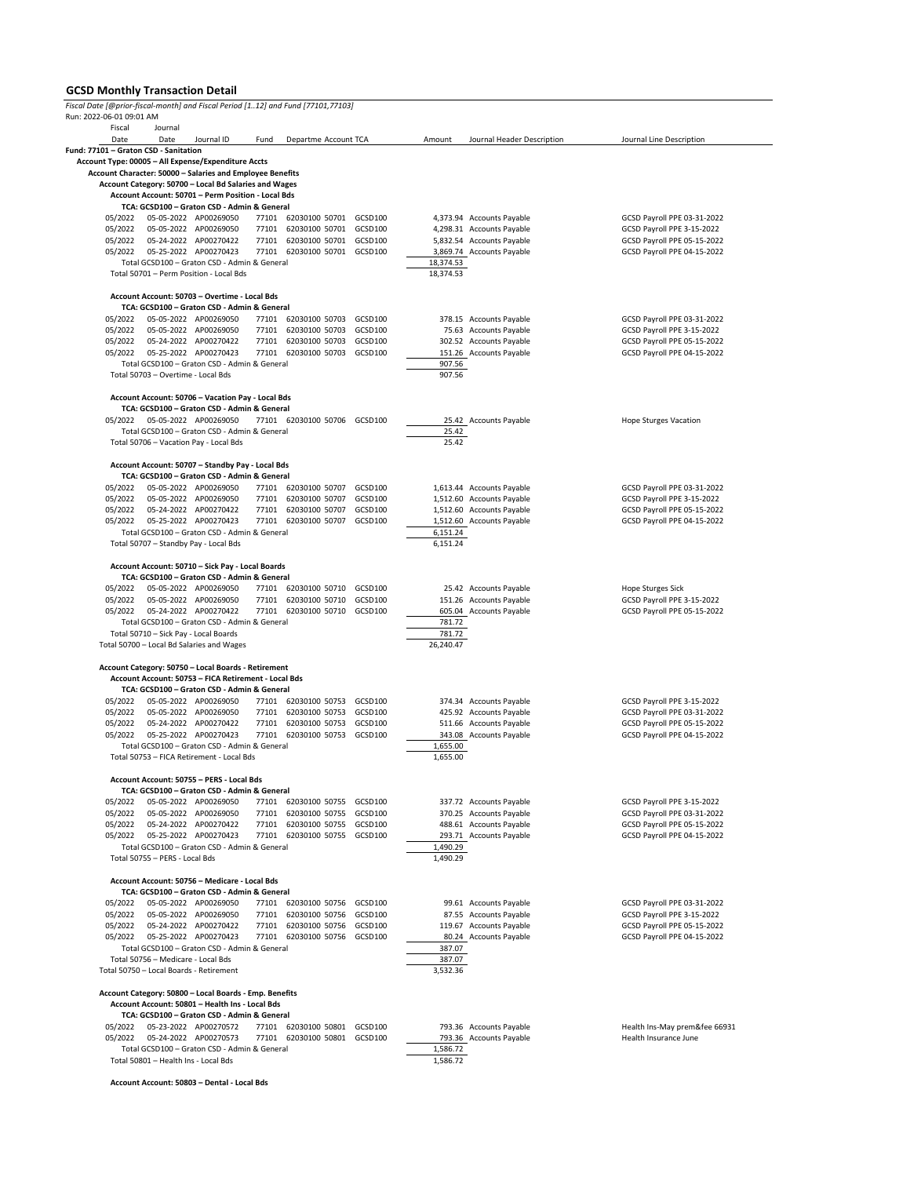## GCSD Monthly Transaction Detail

*Fiscal Date [@prior-fiscal-month] and Fiscal Period [1..12] and Fund [77101,77103]*

Run: 2022-06-01 09:01 AM

| Fiscal Date | Journal Date | Journal ID | Fund | Departme | Account | TCA | Amount | Journal Header Description | Journal Line Description |
|---|---|---|---|---|---|---|---|---|---|
| **Fund: 77101 – Graton CSD - Sanitation** | | | | | | | | | |
| **Account Type: 00005 – All Expense/Expenditure Accts** | | | | | | | | | |
| **Account Character: 50000 – Salaries and Employee Benefits** | | | | | | | | | |
| **Account Category: 50700 – Local Bd Salaries and Wages** | | | | | | | | | |
| **Account Account: 50701 – Perm Position - Local Bds** | | | | | | | | | |
| **TCA: GCSD100 – Graton CSD - Admin & General** | | | | | | | | | |
| 05/2022 | 05-05-2022 | AP00269050 | 77101 | 62030100 | 50701 | GCSD100 | 4,373.94 | Accounts Payable | GCSD Payroll PPE 03-31-2022 |
| 05/2022 | 05-05-2022 | AP00269050 | 77101 | 62030100 | 50701 | GCSD100 | 4,298.31 | Accounts Payable | GCSD Payroll PPE 3-15-2022 |
| 05/2022 | 05-24-2022 | AP00270422 | 77101 | 62030100 | 50701 | GCSD100 | 5,832.54 | Accounts Payable | GCSD Payroll PPE 05-15-2022 |
| 05/2022 | 05-25-2022 | AP00270423 | 77101 | 62030100 | 50701 | GCSD100 | 3,869.74 | Accounts Payable | GCSD Payroll PPE 04-15-2022 |
| Total GCSD100 – Graton CSD - Admin & General | | | | | | | 18,374.53 | | |
| Total 50701 – Perm Position - Local Bds | | | | | | | 18,374.53 | | |
| **Account Account: 50703 – Overtime - Local Bds** | | | | | | | | | |
| **TCA: GCSD100 – Graton CSD - Admin & General** | | | | | | | | | |
| 05/2022 | 05-05-2022 | AP00269050 | 77101 | 62030100 | 50703 | GCSD100 | 378.15 | Accounts Payable | GCSD Payroll PPE 03-31-2022 |
| 05/2022 | 05-05-2022 | AP00269050 | 77101 | 62030100 | 50703 | GCSD100 | 75.63 | Accounts Payable | GCSD Payroll PPE 3-15-2022 |
| 05/2022 | 05-24-2022 | AP00270422 | 77101 | 62030100 | 50703 | GCSD100 | 302.52 | Accounts Payable | GCSD Payroll PPE 05-15-2022 |
| 05/2022 | 05-25-2022 | AP00270423 | 77101 | 62030100 | 50703 | GCSD100 | 151.26 | Accounts Payable | GCSD Payroll PPE 04-15-2022 |
| Total GCSD100 – Graton CSD - Admin & General | | | | | | | 907.56 | | |
| Total 50703 – Overtime - Local Bds | | | | | | | 907.56 | | |
| **Account Account: 50706 – Vacation Pay - Local Bds** | | | | | | | | | |
| **TCA: GCSD100 – Graton CSD - Admin & General** | | | | | | | | | |
| 05/2022 | 05-05-2022 | AP00269050 | 77101 | 62030100 | 50706 | GCSD100 | 25.42 | Accounts Payable | Hope Sturges Vacation |
| Total GCSD100 – Graton CSD - Admin & General | | | | | | | 25.42 | | |
| Total 50706 – Vacation Pay - Local Bds | | | | | | | 25.42 | | |
| **Account Account: 50707 – Standby Pay - Local Bds** | | | | | | | | | |
| **TCA: GCSD100 – Graton CSD - Admin & General** | | | | | | | | | |
| 05/2022 | 05-05-2022 | AP00269050 | 77101 | 62030100 | 50707 | GCSD100 | 1,613.44 | Accounts Payable | GCSD Payroll PPE 03-31-2022 |
| 05/2022 | 05-05-2022 | AP00269050 | 77101 | 62030100 | 50707 | GCSD100 | 1,512.60 | Accounts Payable | GCSD Payroll PPE 3-15-2022 |
| 05/2022 | 05-24-2022 | AP00270422 | 77101 | 62030100 | 50707 | GCSD100 | 1,512.60 | Accounts Payable | GCSD Payroll PPE 05-15-2022 |
| 05/2022 | 05-25-2022 | AP00270423 | 77101 | 62030100 | 50707 | GCSD100 | 1,512.60 | Accounts Payable | GCSD Payroll PPE 04-15-2022 |
| Total GCSD100 – Graton CSD - Admin & General | | | | | | | 6,151.24 | | |
| Total 50707 – Standby Pay - Local Bds | | | | | | | 6,151.24 | | |
| **Account Account: 50710 – Sick Pay - Local Boards** | | | | | | | | | |
| **TCA: GCSD100 – Graton CSD - Admin & General** | | | | | | | | | |
| 05/2022 | 05-05-2022 | AP00269050 | 77101 | 62030100 | 50710 | GCSD100 | 25.42 | Accounts Payable | Hope Sturges Sick |
| 05/2022 | 05-05-2022 | AP00269050 | 77101 | 62030100 | 50710 | GCSD100 | 151.26 | Accounts Payable | GCSD Payroll PPE 3-15-2022 |
| 05/2022 | 05-24-2022 | AP00270422 | 77101 | 62030100 | 50710 | GCSD100 | 605.04 | Accounts Payable | GCSD Payroll PPE 05-15-2022 |
| Total GCSD100 – Graton CSD - Admin & General | | | | | | | 781.72 | | |
| Total 50710 – Sick Pay - Local Boards | | | | | | | 781.72 | | |
| Total 50700 – Local Bd Salaries and Wages | | | | | | | 26,240.47 | | |
| **Account Category: 50750 – Local Boards - Retirement** | | | | | | | | | |
| **Account Account: 50753 – FICA Retirement - Local Bds** | | | | | | | | | |
| **TCA: GCSD100 – Graton CSD - Admin & General** | | | | | | | | | |
| 05/2022 | 05-05-2022 | AP00269050 | 77101 | 62030100 | 50753 | GCSD100 | 374.34 | Accounts Payable | GCSD Payroll PPE 3-15-2022 |
| 05/2022 | 05-05-2022 | AP00269050 | 77101 | 62030100 | 50753 | GCSD100 | 425.92 | Accounts Payable | GCSD Payroll PPE 03-31-2022 |
| 05/2022 | 05-24-2022 | AP00270422 | 77101 | 62030100 | 50753 | GCSD100 | 511.66 | Accounts Payable | GCSD Payroll PPE 05-15-2022 |
| 05/2022 | 05-25-2022 | AP00270423 | 77101 | 62030100 | 50753 | GCSD100 | 343.08 | Accounts Payable | GCSD Payroll PPE 04-15-2022 |
| Total GCSD100 – Graton CSD - Admin & General | | | | | | | 1,655.00 | | |
| Total 50753 – FICA Retirement - Local Bds | | | | | | | 1,655.00 | | |
| **Account Account: 50755 – PERS - Local Bds** | | | | | | | | | |
| **TCA: GCSD100 – Graton CSD - Admin & General** | | | | | | | | | |
| 05/2022 | 05-05-2022 | AP00269050 | 77101 | 62030100 | 50755 | GCSD100 | 337.72 | Accounts Payable | GCSD Payroll PPE 3-15-2022 |
| 05/2022 | 05-05-2022 | AP00269050 | 77101 | 62030100 | 50755 | GCSD100 | 370.25 | Accounts Payable | GCSD Payroll PPE 03-31-2022 |
| 05/2022 | 05-24-2022 | AP00270422 | 77101 | 62030100 | 50755 | GCSD100 | 488.61 | Accounts Payable | GCSD Payroll PPE 05-15-2022 |
| 05/2022 | 05-25-2022 | AP00270423 | 77101 | 62030100 | 50755 | GCSD100 | 293.71 | Accounts Payable | GCSD Payroll PPE 04-15-2022 |
| Total GCSD100 – Graton CSD - Admin & General | | | | | | | 1,490.29 | | |
| Total 50755 – PERS - Local Bds | | | | | | | 1,490.29 | | |
| **Account Account: 50756 – Medicare - Local Bds** | | | | | | | | | |
| **TCA: GCSD100 – Graton CSD - Admin & General** | | | | | | | | | |
| 05/2022 | 05-05-2022 | AP00269050 | 77101 | 62030100 | 50756 | GCSD100 | 99.61 | Accounts Payable | GCSD Payroll PPE 03-31-2022 |
| 05/2022 | 05-05-2022 | AP00269050 | 77101 | 62030100 | 50756 | GCSD100 | 87.55 | Accounts Payable | GCSD Payroll PPE 3-15-2022 |
| 05/2022 | 05-24-2022 | AP00270422 | 77101 | 62030100 | 50756 | GCSD100 | 119.67 | Accounts Payable | GCSD Payroll PPE 05-15-2022 |
| 05/2022 | 05-25-2022 | AP00270423 | 77101 | 62030100 | 50756 | GCSD100 | 80.24 | Accounts Payable | GCSD Payroll PPE 04-15-2022 |
| Total GCSD100 – Graton CSD - Admin & General | | | | | | | 387.07 | | |
| Total 50756 – Medicare - Local Bds | | | | | | | 387.07 | | |
| Total 50750 – Local Boards - Retirement | | | | | | | 3,532.36 | | |
| **Account Category: 50800 – Local Boards - Emp. Benefits** | | | | | | | | | |
| **Account Account: 50801 – Health Ins - Local Bds** | | | | | | | | | |
| **TCA: GCSD100 – Graton CSD - Admin & General** | | | | | | | | | |
| 05/2022 | 05-23-2022 | AP00270572 | 77101 | 62030100 | 50801 | GCSD100 | 793.36 | Accounts Payable | Health Ins-May prem&fee 66931 |
| 05/2022 | 05-24-2022 | AP00270573 | 77101 | 62030100 | 50801 | GCSD100 | 793.36 | Accounts Payable | Health Insurance June |
| Total GCSD100 – Graton CSD - Admin & General | | | | | | | 1,586.72 | | |
| Total 50801 – Health Ins - Local Bds | | | | | | | 1,586.72 | | |
| **Account Account: 50803 – Dental - Local Bds** | | | | | | | | | |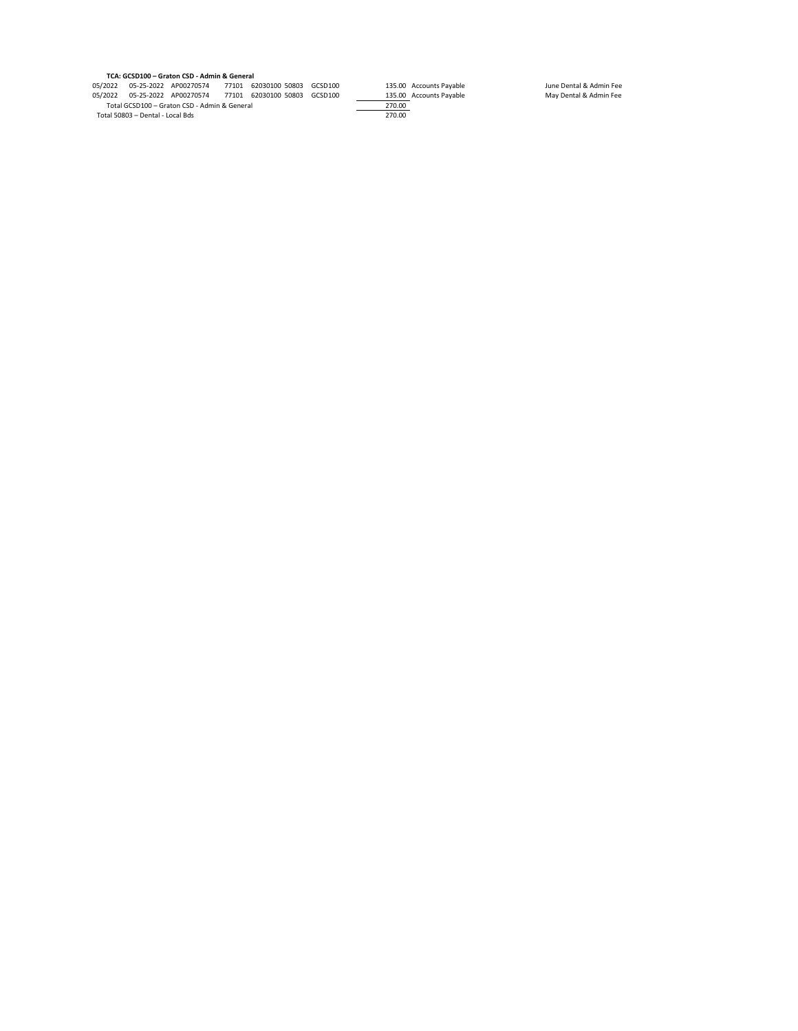**TCA: GCSD100 – Graton CSD - Admin & General**

| | | | | | | | | | |
|---|---|---|---|---|---|---|---|---|---|
| 05/2022 | 05-25-2022 | AP00270574 | 77101 | 62030100 | 50803 | GCSD100 | 135.00 | Accounts Payable | June Dental & Admin Fee |
| 05/2022 | 05-25-2022 | AP00270574 | 77101 | 62030100 | 50803 | GCSD100 | 135.00 | Accounts Payable | May Dental & Admin Fee |
| Total GCSD100 – Graton CSD - Admin & General | | | | | | | 270.00 | | |
| Total 50803 – Dental - Local Bds | | | | | | | 270.00 | | |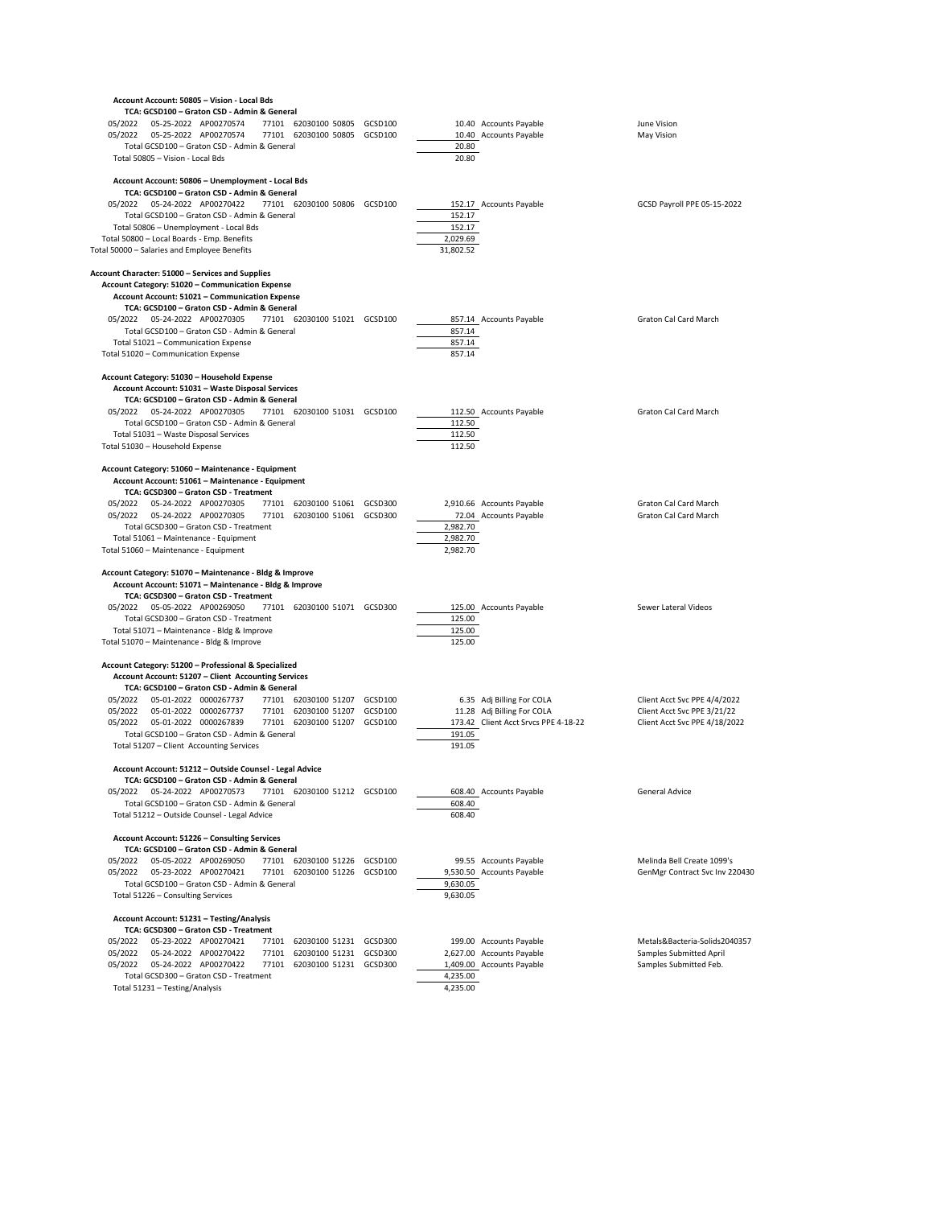**Account Account: 50805 – Vision - Local Bds**

**TCA: GCSD100 – Graton CSD - Admin & General**

| Period | Date | Document | Fund | Dept/Account | TCA | Amount | Description | Memo |
|---|---|---|---|---|---|---|---|---|
| 05/2022 | 05-25-2022 | AP00270574 | 77101 | 62030100 50805 | GCSD100 | 10.40 | Accounts Payable | June Vision |
| 05/2022 | 05-25-2022 | AP00270574 | 77101 | 62030100 50805 | GCSD100 | 10.40 | Accounts Payable | May Vision |
| Total GCSD100 – Graton CSD - Admin & General | | | | | | 20.80 | | |
| Total 50805 – Vision - Local Bds | | | | | | 20.80 | | |

**Account Account: 50806 – Unemployment - Local Bds**

**TCA: GCSD100 – Graton CSD - Admin & General**

| Period | Date | Document | Fund | Dept/Account | TCA | Amount | Description | Memo |
|---|---|---|---|---|---|---|---|---|
| 05/2022 | 05-24-2022 | AP00270422 | 77101 | 62030100 50806 | GCSD100 | 152.17 | Accounts Payable | GCSD Payroll PPE 05-15-2022 |
| Total GCSD100 – Graton CSD - Admin & General | | | | | | 152.17 | | |
| Total 50806 – Unemployment - Local Bds | | | | | | 152.17 | | |
| Total 50800 – Local Boards - Emp. Benefits | | | | | | 2,029.69 | | |
| Total 50000 – Salaries and Employee Benefits | | | | | | 31,802.52 | | |

**Account Character: 51000 – Services and Supplies**

**Account Category: 51020 – Communication Expense**

**Account Account: 51021 – Communication Expense**

**TCA: GCSD100 – Graton CSD - Admin & General**

| Period | Date | Document | Fund | Dept/Account | TCA | Amount | Description | Memo |
|---|---|---|---|---|---|---|---|---|
| 05/2022 | 05-24-2022 | AP00270305 | 77101 | 62030100 51021 | GCSD100 | 857.14 | Accounts Payable | Graton Cal Card March |
| Total GCSD100 – Graton CSD - Admin & General | | | | | | 857.14 | | |
| Total 51021 – Communication Expense | | | | | | 857.14 | | |
| Total 51020 – Communication Expense | | | | | | 857.14 | | |

**Account Category: 51030 – Household Expense**

**Account Account: 51031 – Waste Disposal Services**

**TCA: GCSD100 – Graton CSD - Admin & General**

| Period | Date | Document | Fund | Dept/Account | TCA | Amount | Description | Memo |
|---|---|---|---|---|---|---|---|---|
| 05/2022 | 05-24-2022 | AP00270305 | 77101 | 62030100 51031 | GCSD100 | 112.50 | Accounts Payable | Graton Cal Card March |
| Total GCSD100 – Graton CSD - Admin & General | | | | | | 112.50 | | |
| Total 51031 – Waste Disposal Services | | | | | | 112.50 | | |
| Total 51030 – Household Expense | | | | | | 112.50 | | |

**Account Category: 51060 – Maintenance - Equipment**

**Account Account: 51061 – Maintenance - Equipment**

**TCA: GCSD300 – Graton CSD - Treatment**

| Period | Date | Document | Fund | Dept/Account | TCA | Amount | Description | Memo |
|---|---|---|---|---|---|---|---|---|
| 05/2022 | 05-24-2022 | AP00270305 | 77101 | 62030100 51061 | GCSD300 | 2,910.66 | Accounts Payable | Graton Cal Card March |
| 05/2022 | 05-24-2022 | AP00270305 | 77101 | 62030100 51061 | GCSD300 | 72.04 | Accounts Payable | Graton Cal Card March |
| Total GCSD300 – Graton CSD - Treatment | | | | | | 2,982.70 | | |
| Total 51061 – Maintenance - Equipment | | | | | | 2,982.70 | | |
| Total 51060 – Maintenance - Equipment | | | | | | 2,982.70 | | |

**Account Category: 51070 – Maintenance - Bldg & Improve**

**Account Account: 51071 – Maintenance - Bldg & Improve**

**TCA: GCSD300 – Graton CSD - Treatment**

| Period | Date | Document | Fund | Dept/Account | TCA | Amount | Description | Memo |
|---|---|---|---|---|---|---|---|---|
| 05/2022 | 05-05-2022 | AP00269050 | 77101 | 62030100 51071 | GCSD300 | 125.00 | Accounts Payable | Sewer Lateral Videos |
| Total GCSD300 – Graton CSD - Treatment | | | | | | 125.00 | | |
| Total 51071 – Maintenance - Bldg & Improve | | | | | | 125.00 | | |
| Total 51070 – Maintenance - Bldg & Improve | | | | | | 125.00 | | |

**Account Category: 51200 – Professional & Specialized**

**Account Account: 51207 – Client Accounting Services**

**TCA: GCSD100 – Graton CSD - Admin & General**

| Period | Date | Document | Fund | Dept/Account | TCA | Amount | Description | Memo |
|---|---|---|---|---|---|---|---|---|
| 05/2022 | 05-01-2022 | 0000267737 | 77101 | 62030100 51207 | GCSD100 | 6.35 | Adj Billing For COLA | Client Acct Svc PPE 4/4/2022 |
| 05/2022 | 05-01-2022 | 0000267737 | 77101 | 62030100 51207 | GCSD100 | 11.28 | Adj Billing For COLA | Client Acct Svc PPE 3/21/22 |
| 05/2022 | 05-01-2022 | 0000267839 | 77101 | 62030100 51207 | GCSD100 | 173.42 | Client Acct Srvcs PPE 4-18-22 | Client Acct Svc PPE 4/18/2022 |
| Total GCSD100 – Graton CSD - Admin & General | | | | | | 191.05 | | |
| Total 51207 – Client Accounting Services | | | | | | 191.05 | | |

**Account Account: 51212 – Outside Counsel - Legal Advice**

**TCA: GCSD100 – Graton CSD - Admin & General**

| Period | Date | Document | Fund | Dept/Account | TCA | Amount | Description | Memo |
|---|---|---|---|---|---|---|---|---|
| 05/2022 | 05-24-2022 | AP00270573 | 77101 | 62030100 51212 | GCSD100 | 608.40 | Accounts Payable | General Advice |
| Total GCSD100 – Graton CSD - Admin & General | | | | | | 608.40 | | |
| Total 51212 – Outside Counsel - Legal Advice | | | | | | 608.40 | | |

**Account Account: 51226 – Consulting Services**

**TCA: GCSD100 – Graton CSD - Admin & General**

| Period | Date | Document | Fund | Dept/Account | TCA | Amount | Description | Memo |
|---|---|---|---|---|---|---|---|---|
| 05/2022 | 05-05-2022 | AP00269050 | 77101 | 62030100 51226 | GCSD100 | 99.55 | Accounts Payable | Melinda Bell Create 1099's |
| 05/2022 | 05-23-2022 | AP00270421 | 77101 | 62030100 51226 | GCSD100 | 9,530.50 | Accounts Payable | GenMgr Contract Svc Inv 220430 |
| Total GCSD100 – Graton CSD - Admin & General | | | | | | 9,630.05 | | |
| Total 51226 – Consulting Services | | | | | | 9,630.05 | | |

**Account Account: 51231 – Testing/Analysis**

**TCA: GCSD300 – Graton CSD - Treatment**

| Period | Date | Document | Fund | Dept/Account | TCA | Amount | Description | Memo |
|---|---|---|---|---|---|---|---|---|
| 05/2022 | 05-23-2022 | AP00270421 | 77101 | 62030100 51231 | GCSD300 | 199.00 | Accounts Payable | Metals&Bacteria-Solids2040357 |
| 05/2022 | 05-24-2022 | AP00270422 | 77101 | 62030100 51231 | GCSD300 | 2,627.00 | Accounts Payable | Samples Submitted April |
| 05/2022 | 05-24-2022 | AP00270422 | 77101 | 62030100 51231 | GCSD300 | 1,409.00 | Accounts Payable | Samples Submitted Feb. |
| Total GCSD300 – Graton CSD - Treatment | | | | | | 4,235.00 | | |
| Total 51231 – Testing/Analysis | | | | | | 4,235.00 | | |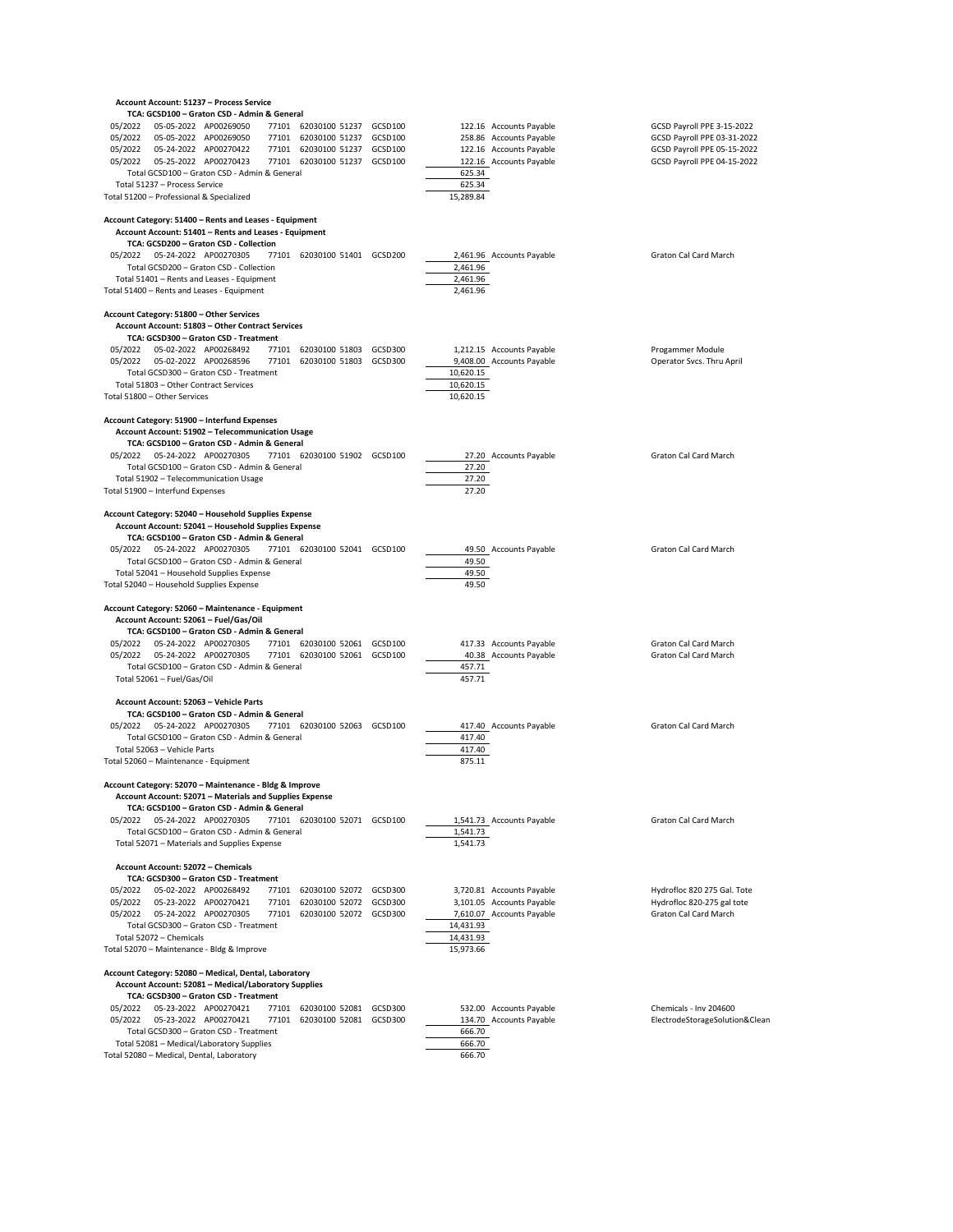**Account Account: 51237 – Process Service**

**TCA: GCSD100 – Graton CSD - Admin & General**

| Period | Date | Document | Fund | Account | TCA | Amount | Source | Description |
|---|---|---|---|---|---|---|---|---|
| 05/2022 | 05-05-2022 | AP00269050 | 77101 | 62030100 51237 | GCSD100 | 122.16 | Accounts Payable | GCSD Payroll PPE 3-15-2022 |
| 05/2022 | 05-05-2022 | AP00269050 | 77101 | 62030100 51237 | GCSD100 | 258.86 | Accounts Payable | GCSD Payroll PPE 03-31-2022 |
| 05/2022 | 05-24-2022 | AP00270422 | 77101 | 62030100 51237 | GCSD100 | 122.16 | Accounts Payable | GCSD Payroll PPE 05-15-2022 |
| 05/2022 | 05-25-2022 | AP00270423 | 77101 | 62030100 51237 | GCSD100 | 122.16 | Accounts Payable | GCSD Payroll PPE 04-15-2022 |
| Total GCSD100 – Graton CSD - Admin & General | | | | | | 625.34 | | |
| Total 51237 – Process Service | | | | | | 625.34 | | |
| Total 51200 – Professional & Specialized | | | | | | 15,289.84 | | |

**Account Category: 51400 – Rents and Leases - Equipment**

**Account Account: 51401 – Rents and Leases - Equipment**

**TCA: GCSD200 – Graton CSD - Collection**

| Period | Date | Document | Fund | Account | TCA | Amount | Source | Description |
|---|---|---|---|---|---|---|---|---|
| 05/2022 | 05-24-2022 | AP00270305 | 77101 | 62030100 51401 | GCSD200 | 2,461.96 | Accounts Payable | Graton Cal Card March |
| Total GCSD200 – Graton CSD - Collection | | | | | | 2,461.96 | | |
| Total 51401 – Rents and Leases - Equipment | | | | | | 2,461.96 | | |
| Total 51400 – Rents and Leases - Equipment | | | | | | 2,461.96 | | |

**Account Category: 51800 – Other Services**

**Account Account: 51803 – Other Contract Services**

**TCA: GCSD300 – Graton CSD - Treatment**

| Period | Date | Document | Fund | Account | TCA | Amount | Source | Description |
|---|---|---|---|---|---|---|---|---|
| 05/2022 | 05-02-2022 | AP00268492 | 77101 | 62030100 51803 | GCSD300 | 1,212.15 | Accounts Payable | Progammer Module |
| 05/2022 | 05-02-2022 | AP00268596 | 77101 | 62030100 51803 | GCSD300 | 9,408.00 | Accounts Payable | Operator Svcs. Thru April |
| Total GCSD300 – Graton CSD - Treatment | | | | | | 10,620.15 | | |
| Total 51803 – Other Contract Services | | | | | | 10,620.15 | | |
| Total 51800 – Other Services | | | | | | 10,620.15 | | |

**Account Category: 51900 – Interfund Expenses**

**Account Account: 51902 – Telecommunication Usage**

**TCA: GCSD100 – Graton CSD - Admin & General**

| Period | Date | Document | Fund | Account | TCA | Amount | Source | Description |
|---|---|---|---|---|---|---|---|---|
| 05/2022 | 05-24-2022 | AP00270305 | 77101 | 62030100 51902 | GCSD100 | 27.20 | Accounts Payable | Graton Cal Card March |
| Total GCSD100 – Graton CSD - Admin & General | | | | | | 27.20 | | |
| Total 51902 – Telecommunication Usage | | | | | | 27.20 | | |
| Total 51900 – Interfund Expenses | | | | | | 27.20 | | |

**Account Category: 52040 – Household Supplies Expense**

**Account Account: 52041 – Household Supplies Expense**

**TCA: GCSD100 – Graton CSD - Admin & General**

| Period | Date | Document | Fund | Account | TCA | Amount | Source | Description |
|---|---|---|---|---|---|---|---|---|
| 05/2022 | 05-24-2022 | AP00270305 | 77101 | 62030100 52041 | GCSD100 | 49.50 | Accounts Payable | Graton Cal Card March |
| Total GCSD100 – Graton CSD - Admin & General | | | | | | 49.50 | | |
| Total 52041 – Household Supplies Expense | | | | | | 49.50 | | |
| Total 52040 – Household Supplies Expense | | | | | | 49.50 | | |

**Account Category: 52060 – Maintenance - Equipment**

**Account Account: 52061 – Fuel/Gas/Oil**

**TCA: GCSD100 – Graton CSD - Admin & General**

| Period | Date | Document | Fund | Account | TCA | Amount | Source | Description |
|---|---|---|---|---|---|---|---|---|
| 05/2022 | 05-24-2022 | AP00270305 | 77101 | 62030100 52061 | GCSD100 | 417.33 | Accounts Payable | Graton Cal Card March |
| 05/2022 | 05-24-2022 | AP00270305 | 77101 | 62030100 52061 | GCSD100 | 40.38 | Accounts Payable | Graton Cal Card March |
| Total GCSD100 – Graton CSD - Admin & General | | | | | | 457.71 | | |
| Total 52061 – Fuel/Gas/Oil | | | | | | 457.71 | | |

**Account Account: 52063 – Vehicle Parts**

**TCA: GCSD100 – Graton CSD - Admin & General**

| Period | Date | Document | Fund | Account | TCA | Amount | Source | Description |
|---|---|---|---|---|---|---|---|---|
| 05/2022 | 05-24-2022 | AP00270305 | 77101 | 62030100 52063 | GCSD100 | 417.40 | Accounts Payable | Graton Cal Card March |
| Total GCSD100 – Graton CSD - Admin & General | | | | | | 417.40 | | |
| Total 52063 – Vehicle Parts | | | | | | 417.40 | | |
| Total 52060 – Maintenance - Equipment | | | | | | 875.11 | | |

**Account Category: 52070 – Maintenance - Bldg & Improve**

**Account Account: 52071 – Materials and Supplies Expense**

**TCA: GCSD100 – Graton CSD - Admin & General**

| Period | Date | Document | Fund | Account | TCA | Amount | Source | Description |
|---|---|---|---|---|---|---|---|---|
| 05/2022 | 05-24-2022 | AP00270305 | 77101 | 62030100 52071 | GCSD100 | 1,541.73 | Accounts Payable | Graton Cal Card March |
| Total GCSD100 – Graton CSD - Admin & General | | | | | | 1,541.73 | | |
| Total 52071 – Materials and Supplies Expense | | | | | | 1,541.73 | | |

**Account Account: 52072 – Chemicals**

**TCA: GCSD300 – Graton CSD - Treatment**

| Period | Date | Document | Fund | Account | TCA | Amount | Source | Description |
|---|---|---|---|---|---|---|---|---|
| 05/2022 | 05-02-2022 | AP00268492 | 77101 | 62030100 52072 | GCSD300 | 3,720.81 | Accounts Payable | Hydrofloc 820 275 Gal. Tote |
| 05/2022 | 05-23-2022 | AP00270421 | 77101 | 62030100 52072 | GCSD300 | 3,101.05 | Accounts Payable | Hydrofloc 820-275 gal tote |
| 05/2022 | 05-24-2022 | AP00270305 | 77101 | 62030100 52072 | GCSD300 | 7,610.07 | Accounts Payable | Graton Cal Card March |
| Total GCSD300 – Graton CSD - Treatment | | | | | | 14,431.93 | | |
| Total 52072 – Chemicals | | | | | | 14,431.93 | | |
| Total 52070 – Maintenance - Bldg & Improve | | | | | | 15,973.66 | | |

**Account Category: 52080 – Medical, Dental, Laboratory**

**Account Account: 52081 – Medical/Laboratory Supplies**

**TCA: GCSD300 – Graton CSD - Treatment**

| Period | Date | Document | Fund | Account | TCA | Amount | Source | Description |
|---|---|---|---|---|---|---|---|---|
| 05/2022 | 05-23-2022 | AP00270421 | 77101 | 62030100 52081 | GCSD300 | 532.00 | Accounts Payable | Chemicals - Inv 204600 |
| 05/2022 | 05-23-2022 | AP00270421 | 77101 | 62030100 52081 | GCSD300 | 134.70 | Accounts Payable | ElectrodeStorageSolution&Clean |
| Total GCSD300 – Graton CSD - Treatment | | | | | | 666.70 | | |
| Total 52081 – Medical/Laboratory Supplies | | | | | | 666.70 | | |
| Total 52080 – Medical, Dental, Laboratory | | | | | | 666.70 | | |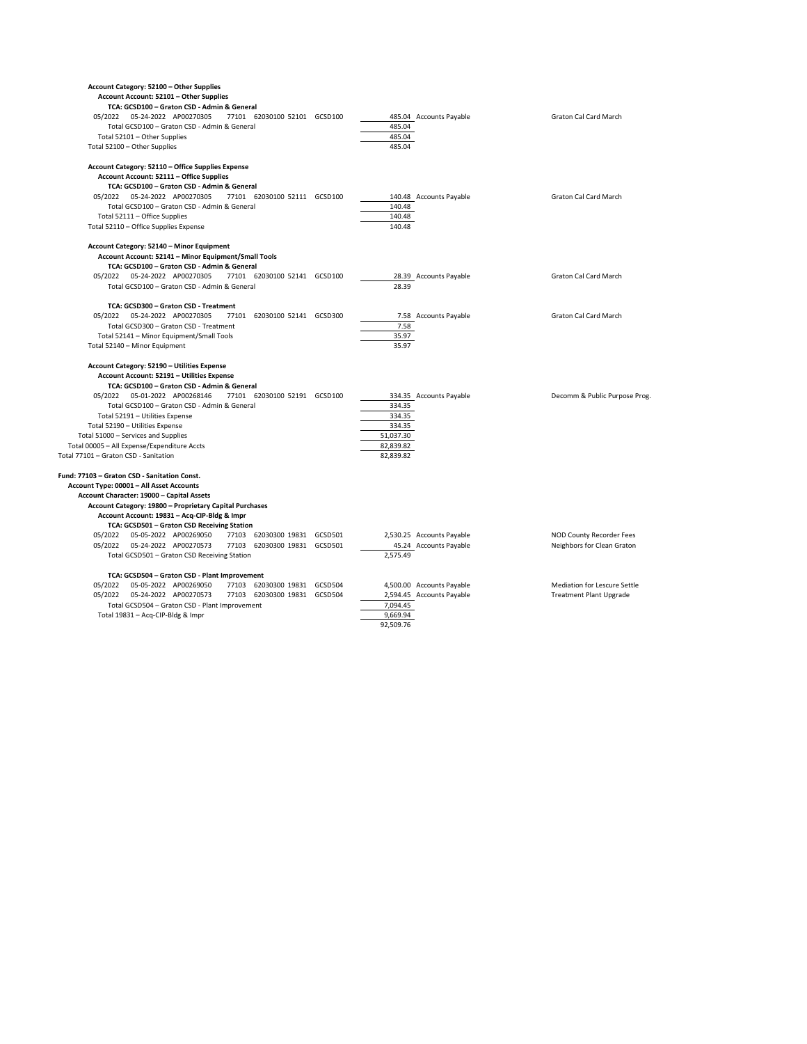**Account Category: 52100 – Other Supplies**

**Account Account: 52101 – Other Supplies**

**TCA: GCSD100 – Graton CSD - Admin & General**

| | | | | | | | | | |
|---|---|---|---|---|---|---|---|---|---|
| 05/2022 | 05-24-2022 | AP00270305 | 77101 | 62030100 | 52101 | GCSD100 | 485.04 | Accounts Payable | Graton Cal Card March |
| Total GCSD100 – Graton CSD - Admin & General | | | | | | | 485.04 | | |
| Total 52101 – Other Supplies | | | | | | | 485.04 | | |
| Total 52100 – Other Supplies | | | | | | | 485.04 | | |

**Account Category: 52110 – Office Supplies Expense**

**Account Account: 52111 – Office Supplies**

**TCA: GCSD100 – Graton CSD - Admin & General**

| | | | | | | | | | |
|---|---|---|---|---|---|---|---|---|---|
| 05/2022 | 05-24-2022 | AP00270305 | 77101 | 62030100 | 52111 | GCSD100 | 140.48 | Accounts Payable | Graton Cal Card March |
| Total GCSD100 – Graton CSD - Admin & General | | | | | | | 140.48 | | |
| Total 52111 – Office Supplies | | | | | | | 140.48 | | |
| Total 52110 – Office Supplies Expense | | | | | | | 140.48 | | |

**Account Category: 52140 – Minor Equipment**

**Account Account: 52141 – Minor Equipment/Small Tools**

**TCA: GCSD100 – Graton CSD - Admin & General**

| | | | | | | | | | |
|---|---|---|---|---|---|---|---|---|---|
| 05/2022 | 05-24-2022 | AP00270305 | 77101 | 62030100 | 52141 | GCSD100 | 28.39 | Accounts Payable | Graton Cal Card March |
| Total GCSD100 – Graton CSD - Admin & General | | | | | | | 28.39 | | |

**TCA: GCSD300 – Graton CSD - Treatment**

| | | | | | | | | | |
|---|---|---|---|---|---|---|---|---|---|
| 05/2022 | 05-24-2022 | AP00270305 | 77101 | 62030100 | 52141 | GCSD300 | 7.58 | Accounts Payable | Graton Cal Card March |
| Total GCSD300 – Graton CSD - Treatment | | | | | | | 7.58 | | |
| Total 52141 – Minor Equipment/Small Tools | | | | | | | 35.97 | | |
| Total 52140 – Minor Equipment | | | | | | | 35.97 | | |

**Account Category: 52190 – Utilities Expense**

**Account Account: 52191 – Utilities Expense**

**TCA: GCSD100 – Graton CSD - Admin & General**

| | | | | | | | | | |
|---|---|---|---|---|---|---|---|---|---|
| 05/2022 | 05-01-2022 | AP00268146 | 77101 | 62030100 | 52191 | GCSD100 | 334.35 | Accounts Payable | Decomm & Public Purpose Prog. |
| Total GCSD100 – Graton CSD - Admin & General | | | | | | | 334.35 | | |
| Total 52191 – Utilities Expense | | | | | | | 334.35 | | |
| Total 52190 – Utilities Expense | | | | | | | 334.35 | | |
| Total 51000 – Services and Supplies | | | | | | | 51,037.30 | | |
| Total 00005 – All Expense/Expenditure Accts | | | | | | | 82,839.82 | | |
| Total 77101 – Graton CSD - Sanitation | | | | | | | 82,839.82 | | |

**Fund: 77103 – Graton CSD - Sanitation Const.**

**Account Type: 00001 – All Asset Accounts**

**Account Character: 19000 – Capital Assets**

**Account Category: 19800 – Proprietary Capital Purchases**

**Account Account: 19831 – Acq-CIP-Bldg & Impr**

**TCA: GCSD501 – Graton CSD Receiving Station**

| | | | | | | | | | |
|---|---|---|---|---|---|---|---|---|---|
| 05/2022 | 05-05-2022 | AP00269050 | 77103 | 62030300 | 19831 | GCSD501 | 2,530.25 | Accounts Payable | NOD County Recorder Fees |
| 05/2022 | 05-24-2022 | AP00270573 | 77103 | 62030300 | 19831 | GCSD501 | 45.24 | Accounts Payable | Neighbors for Clean Graton |
| Total GCSD501 – Graton CSD Receiving Station | | | | | | | 2,575.49 | | |

**TCA: GCSD504 – Graton CSD - Plant Improvement**

| | | | | | | | | | |
|---|---|---|---|---|---|---|---|---|---|
| 05/2022 | 05-05-2022 | AP00269050 | 77103 | 62030300 | 19831 | GCSD504 | 4,500.00 | Accounts Payable | Mediation for Lescure Settle |
| 05/2022 | 05-24-2022 | AP00270573 | 77103 | 62030300 | 19831 | GCSD504 | 2,594.45 | Accounts Payable | Treatment Plant Upgrade |
| Total GCSD504 – Graton CSD - Plant Improvement | | | | | | | 7,094.45 | | |
| Total 19831 – Acq-CIP-Bldg & Impr | | | | | | | 9,669.94 | | |
| | | | | | | | 92,509.76 | | |